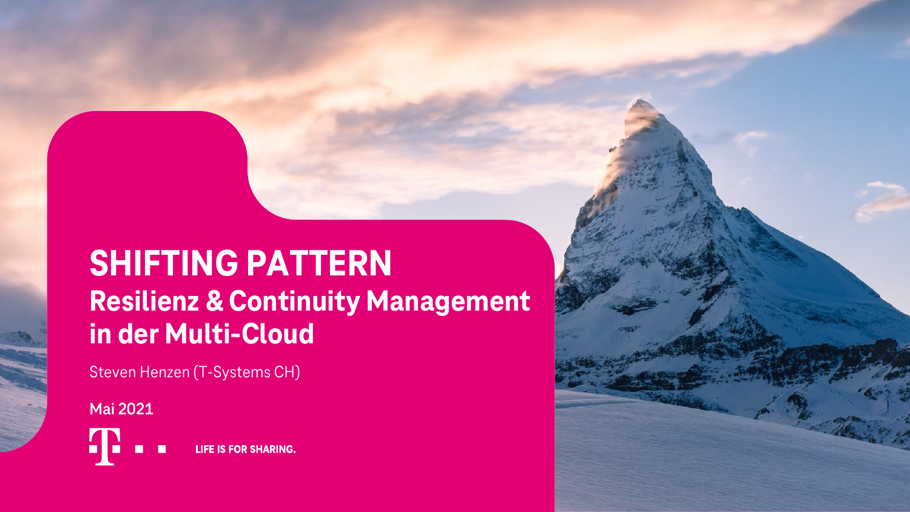# SHIFTING PATTERN

## Resilienz & Continuity Management in der Multi-Cloud

Steven Henzen (T-Systems CH)

**Mai 2021**

LIFE IS FOR SHARING.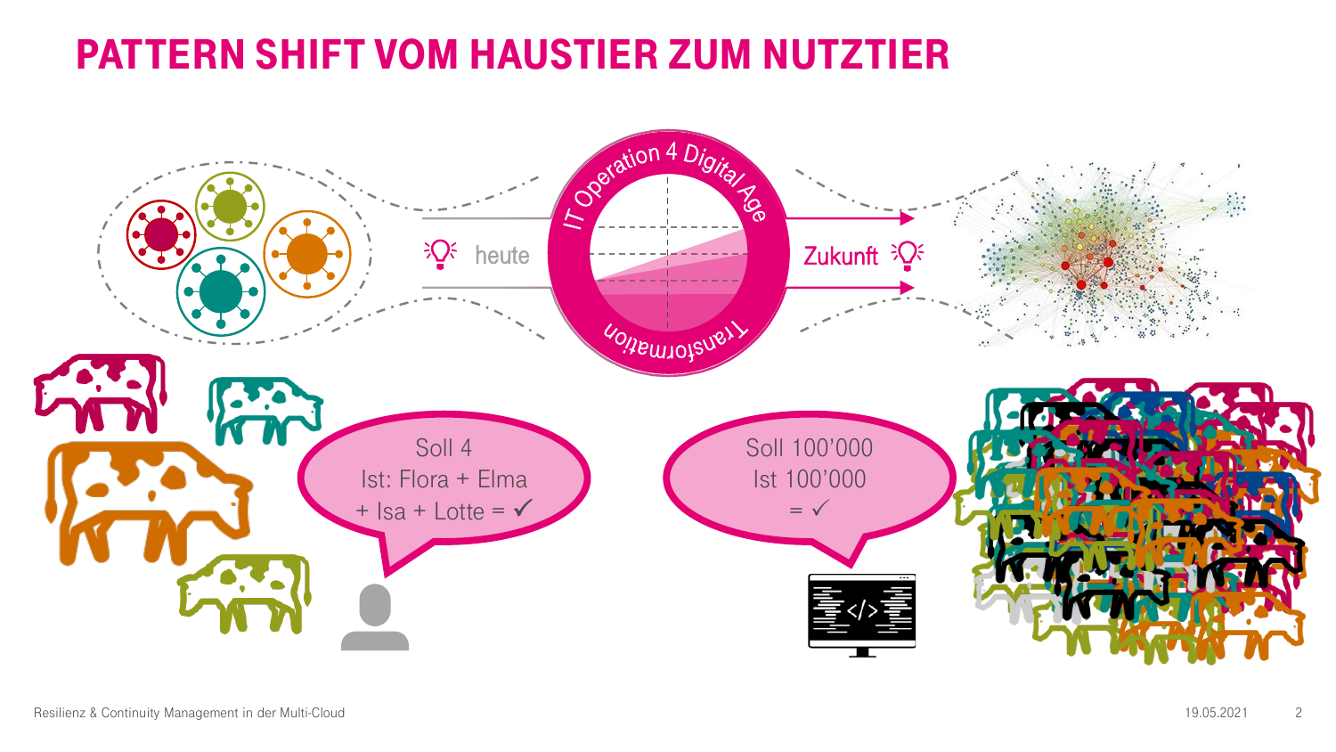# PATTERN SHIFT VOM HAUSTIER ZUM NUTZTIER

heute

IT Operation 4 Digital Age

Transformation

Zukunft

Soll 4
Ist: Flora + Elma
+ Isa + Lotte = ✓

Soll 100’000
Ist 100’000
= ✓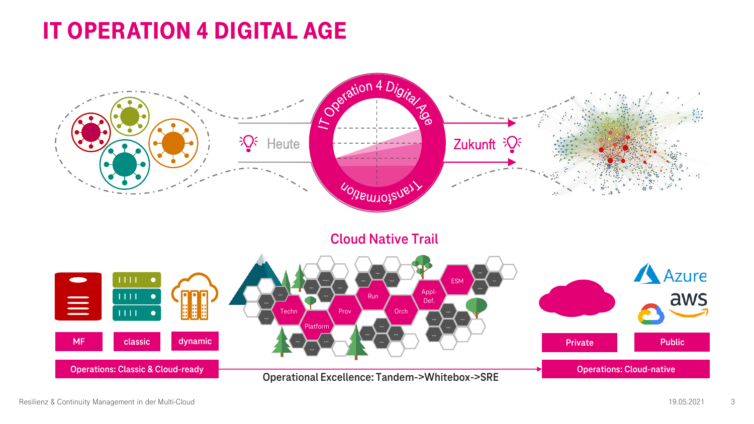# IT OPERATION 4 DIGITAL AGE

IT Operation 4 Digital Age

Transformation

Heute

Zukunft

## Cloud Native Trail

Techn · Platform · Prov · Run · Orch · Appl-Def. · ESM

MF | classic | dynamic

Operations: Classic & Cloud-ready

Private | Public

Azure · aws

Operations: Cloud-native

**Operational Excellence: Tandem->Whitebox->SRE**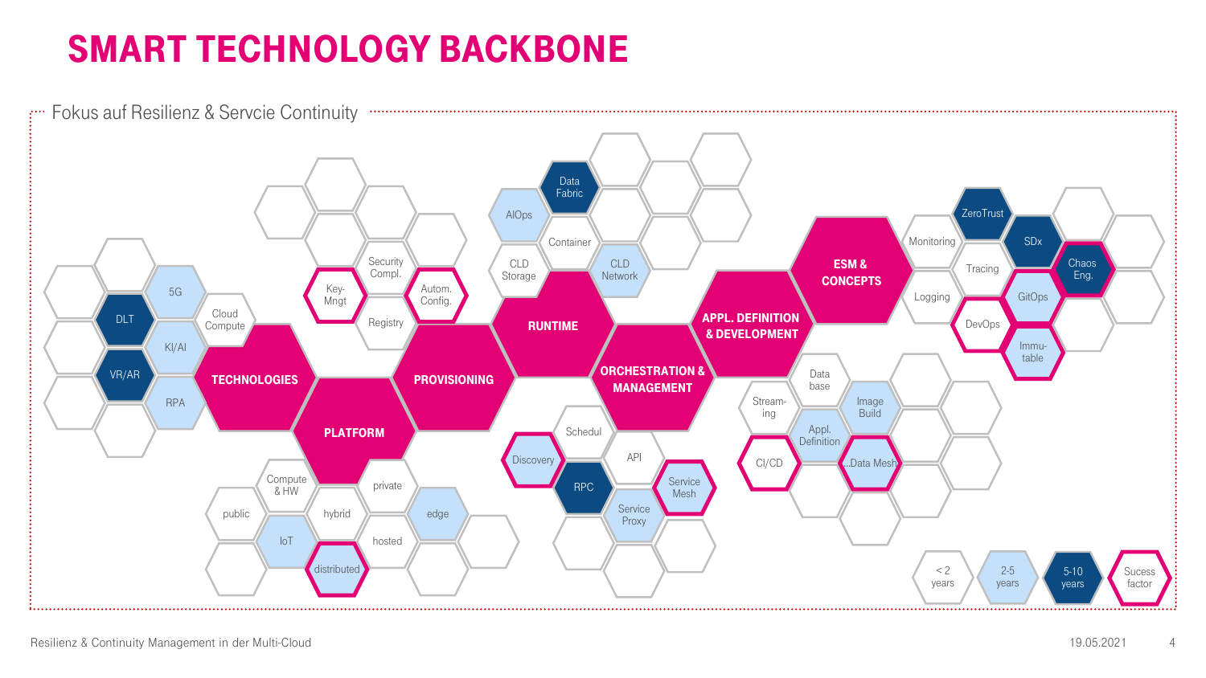# SMART TECHNOLOGY BACKBONE

Fokus auf Resilienz & Servcie Continuity

**TECHNOLOGIES**: 5G, DLT, Cloud Compute, KI/AI, VR/AR, RPA

**PLATFORM**: Compute & HW, public, hybrid, private, IoT, distributed, hosted, edge

**PROVISIONING**: Key-Mngt, Security Compl., Autom. Config., Registry

**RUNTIME**: Data Fabric, AIOps, Container, CLD Storage, CLD Network

**ORCHESTRATION & MANAGEMENT**: Schedul, Discovery, API, RPC, Service Mesh, Service Proxy

**APPL. DEFINITION & DEVELOPMENT**: Data base, Stream-ing, Image Build, Appl. Definition, CI/CD, ..Data Mesh

**ESM & CONCEPTS**: Monitoring, ZeroTrust, Tracing, SDx, Chaos Eng., Logging, GitOps, DevOps, Immu-table

Legende: < 2 years | 2-5 years | 5-10 years | Sucess factor

Resilienz & Continuity Management in der Multi-Cloud

19.05.2021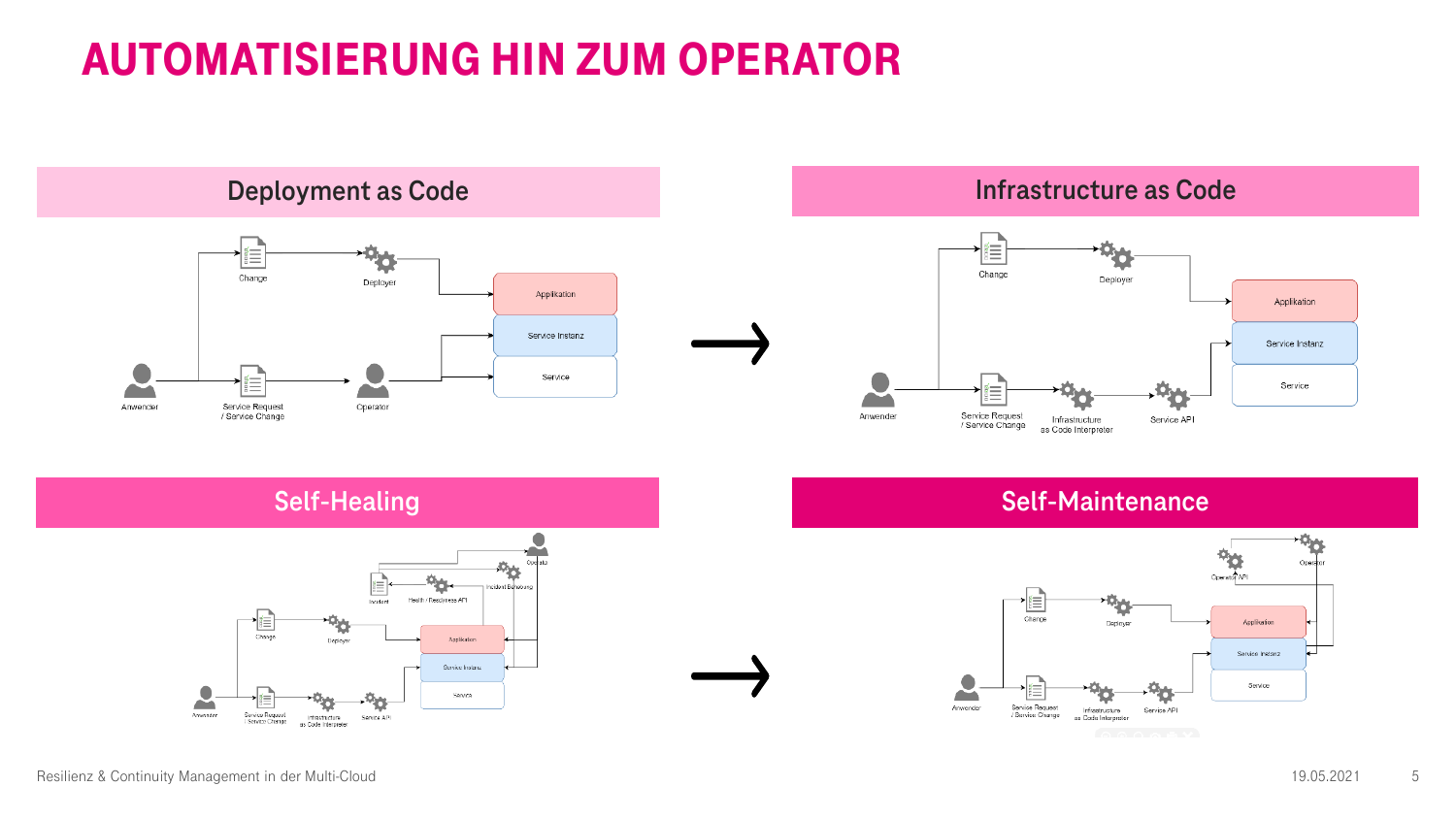# AUTOMATISIERUNG HIN ZUM OPERATOR

## Deployment as Code

Change

Deployer

Applikation

Service Instanz

Service

Anwender

Service Request / Service Change

Operator

→

## Infrastructure as Code

Change

Deployer

Applikation

Service Instanz

Service

Anwender

Service Request / Service Change

Infrastructure as Code Interpreter

Service API

## Self-Healing

Operator

Incident Behebung

Incident

Health / Readiness API

Change

Deployer

Applikation

Service Instanz

Service

Anwender

Service Request / Service Change

Infrastructure as Code Interpreter

Service API

→

## Self-Maintenance

Operator

Operator API

Change

Deployer

Applikation

Service Instanz

Service

Anwender

Service Request / Service Change

Infrastructure as Code Interpreter

Service API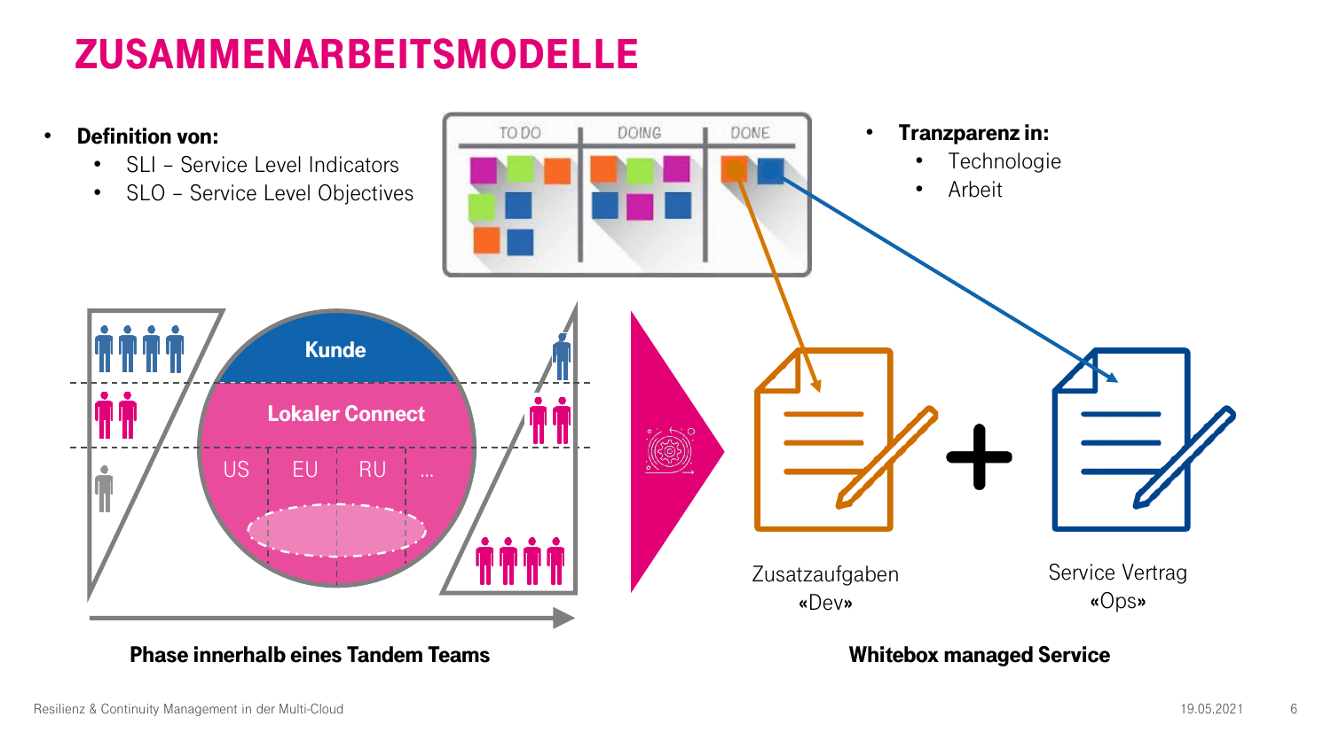# ZUSAMMENARBEITSMODELLE

- **Definition von:**
  - SLI – Service Level Indicators
  - SLO – Service Level Objectives

TO DO | DOING | DONE

- **Tranzparenz in:**
  - Technologie
  - Arbeit

Kunde

Lokaler Connect

US | EU | RU | …

Zusatzaufgaben
«Dev»

Service Vertrag
«Ops»

**Phase innerhalb eines Tandem Teams**

**Whitebox managed Service**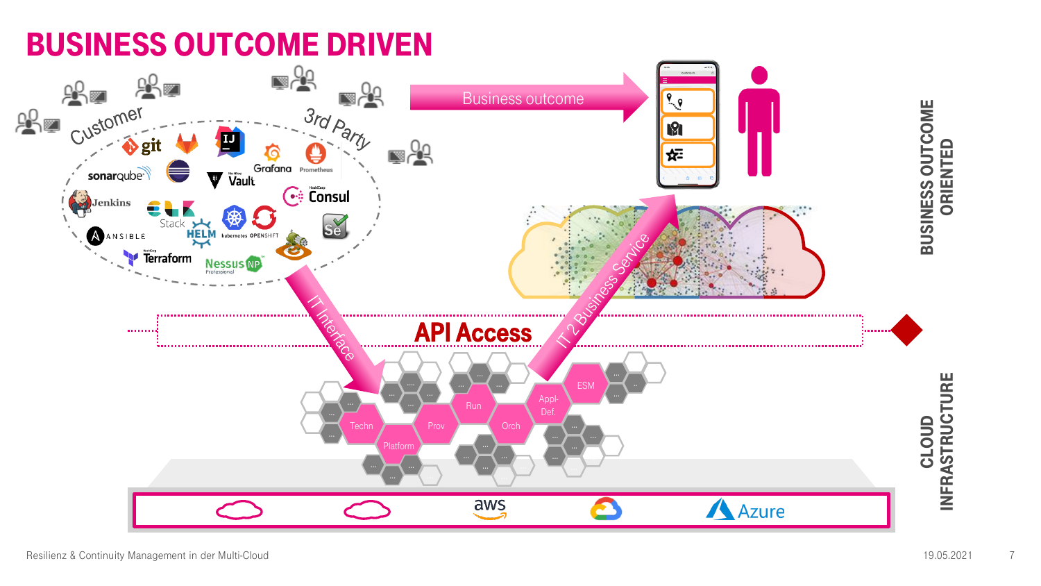# BUSINESS OUTCOME DRIVEN

Customer

3rd Party

git, GitLab, IntelliJ IDEA, Grafana, Prometheus, sonarqube, Eclipse, Vault, Consul, Jenkins, ELK Stack, HELM, kubernetes, OPENSHIFT, Selenium, ANSIBLE, Terraform, Nessus NP Professional

Business outcome

IT Interface

IT 2 Business Service

API Access

Techn, Platform, Prov, Run, Orch, Appl-Def., ESM

aws

Azure

**BUSINESS OUTCOME ORIENTED**

**CLOUD INFRASTRUCTURE**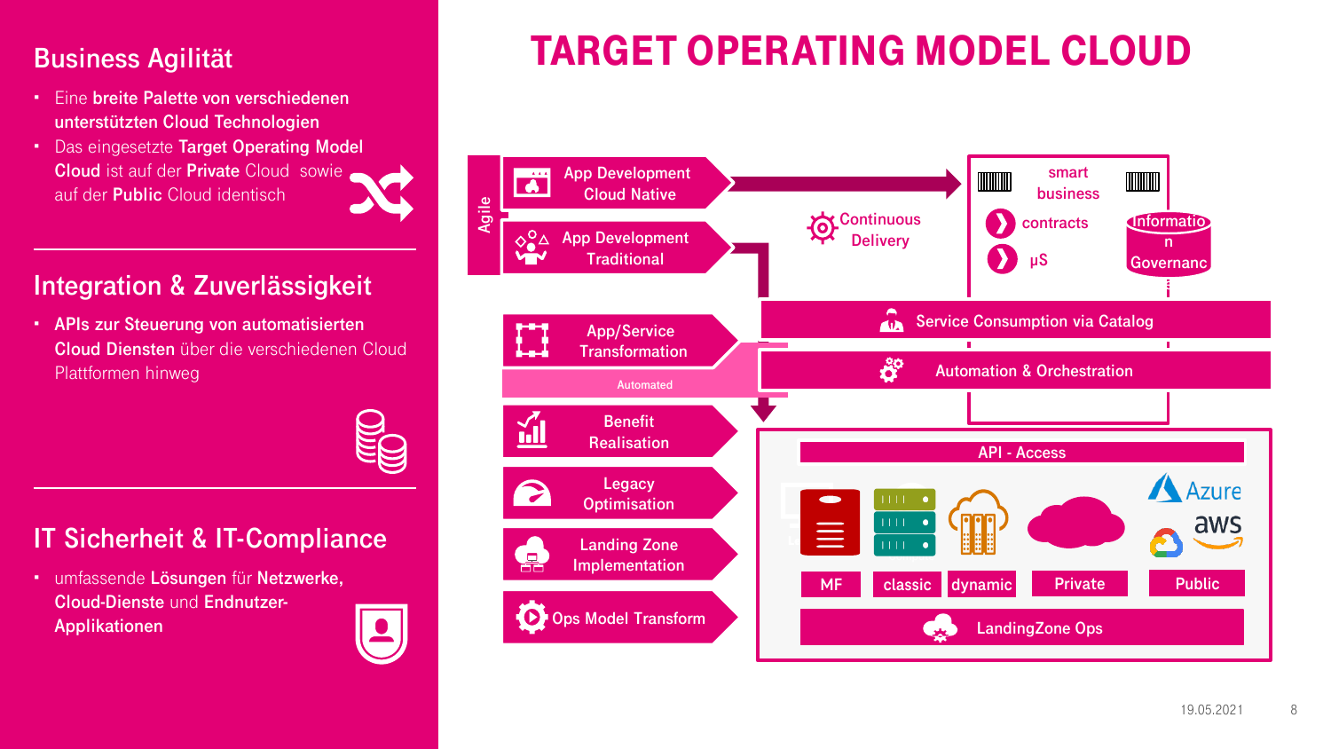# TARGET OPERATING MODEL CLOUD

## Business Agilität

- Eine **breite Palette von verschiedenen unterstützten Cloud Technologien**
- Das eingesetzte **Target Operating Model Cloud** ist auf der **Private** Cloud sowie auf der **Public** Cloud identisch

## Integration & Zuverlässigkeit

- **APIs zur Steuerung von automatisierten Cloud Diensten** über die verschiedenen Cloud Plattformen hinweg

## IT Sicherheit & IT-Compliance

- umfassende **Lösungen** für **Netzwerke, Cloud-Dienste** und **Endnutzer-Applikationen**

Agile

- App Development Cloud Native
- App Development Traditional

Continuous Delivery

smart business

contracts

μS

Information Governance

- App/Service Transformation

Automated

Service Consumption via Catalog

Automation & Orchestration

- Benefit Realisation
- Legacy Optimisation
- Landing Zone Implementation
- Ops Model Transform

API - Access

Azure

aws

MF | classic | dynamic | Private | Public

LandingZone Ops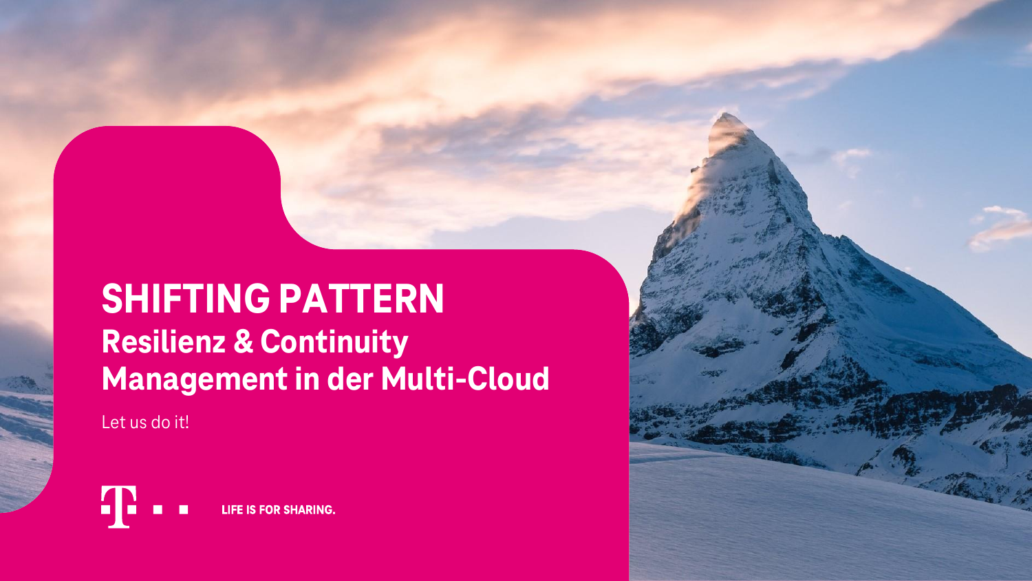# SHIFTING PATTERN

## Resilienz & Continuity Management in der Multi-Cloud

Let us do it!

LIFE IS FOR SHARING.